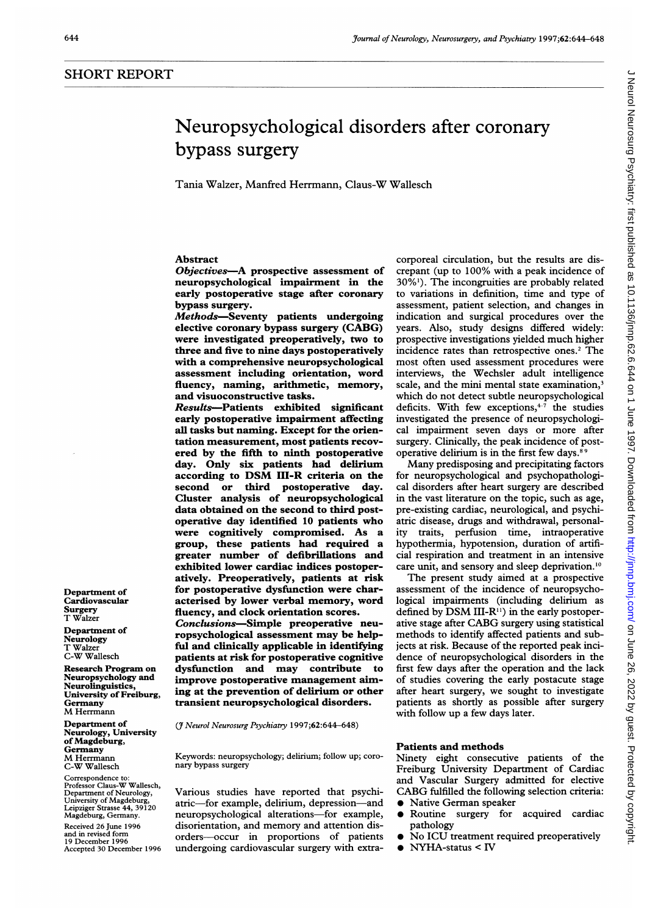SHORT REPORT

# Neuropsychological disorders after coronary bypass surgery

Tania Walzer, Manfred Herrmann, Claus-W Wallesch

## Abstract

**Objectives—A prospective assessment of neuropsychological impairment in the early postoperative stage after coronary bypass surgery.**

**Methods—Seventy patients undergoing elective coronary bypass surgery (CABG) were investigated preoperatively, two to three and five to nine days postoperatively with a comprehensive neuropsychological assessment including orientation, word fluency, naming, arithmetic, memory, and visuoconstructive tasks.**

**Results—Patients exhibited significant early postoperative impairment affecting all tasks but naming. Except for the orientation measurement, most patients recovered by the fifth to ninth postoperative day. Only six patients had delirium according to DSM III-R criteria on the second or third postoperative day. Cluster analysis of neuropsychological data obtained on the second to third postoperative day identified 10 patients who were cognitively compromised. As a group, these patients had required a greater number of defibrillations and exhibited lower cardiac indices postoperatively. Preoperatively, patients at risk for postoperative dysfunction were characterised by lower verbal memory, word fluency, and clock orientation scores.**

**Conclusions—Simple preoperative neuropsychological assessment may be helpful and clinically applicable in identifying patients at risk for postoperative cognitive dysfunction and may contribute to improve postoperative management aiming at the prevention of delirium or other transient neuropsychological disorders.**

(*J Neurol Neurosurg Psychiatry* 1997;62:644–648)

Keywords: neuropsychology; delirium; follow up; coronary bypass surgery

Various studies have reported that psychiatric—for example, delirium, depression—and neuropsychological alterations—for example, disorientation, and memory and attention disorders—occur in proportions of patients undergoing cardiovascular surgery with extracorporeal circulation, but the results are discrepant (up to 100% with a peak incidence of 30%[1]). The incongruities are probably related to variations in definition, time and type of assessment, patient selection, and changes in indication and surgical procedures over the years. Also, study designs differed widely: prospective investigations yielded much higher incidence rates than retrospective ones.[2] The most often used assessment procedures were interviews, the Wechsler adult intelligence scale, and the mini mental state examination,[3] which do not detect subtle neuropsychological deficits. With few exceptions,[4-7] the studies investigated the presence of neuropsychological impairment seven days or more after surgery. Clinically, the peak incidence of postoperative delirium is in the first few days.[8 9]

Many predisposing and precipitating factors for neuropsychological and psychopathological disorders after heart surgery are described in the vast literature on the topic, such as age, pre-existing cardiac, neurological, and psychiatric disease, drugs and withdrawal, personality traits, perfusion time, intraoperative hypothermia, hypotension, duration of artificial respiration and treatment in an intensive care unit, and sensory and sleep deprivation.[10]

The present study aimed at a prospective assessment of the incidence of neuropsychological impairments (including delirium as defined by DSM III-R[11]) in the early postoperative stage after CABG surgery using statistical methods to identify affected patients and subjects at risk. Because of the reported peak incidence of neuropsychological disorders in the first few days after the operation and the lack of studies covering the early postacute stage after heart surgery, we sought to investigate patients as shortly as possible after surgery with follow up a few days later.

## Patients and methods

Ninety eight consecutive patients of the Freiburg University Department of Cardiac and Vascular Surgery admitted for elective CABG fulfilled the following selection criteria:

- Native German speaker
- Routine surgery for acquired cardiac pathology
- No ICU treatment required preoperatively
- NYHA-status < IV

Department of Cardiovascular Surgery
T Walzer

Department of Neurology
T Walzer
C-W Wallesch

Research Program on Neuropsychology and Neurolinguistics, University of Freiburg, Germany
M Herrmann

Department of Neurology, University of Magdeburg, Germany
M Herrmann
C-W Wallesch

Correspondence to: Professor Claus-W Wallesch, Department of Neurology, University of Magdeburg, Leipziger Strasse 44, 39120 Magdeburg, Germany.

Received 26 June 1996 and in revised form 19 December 1996
Accepted 30 December 1996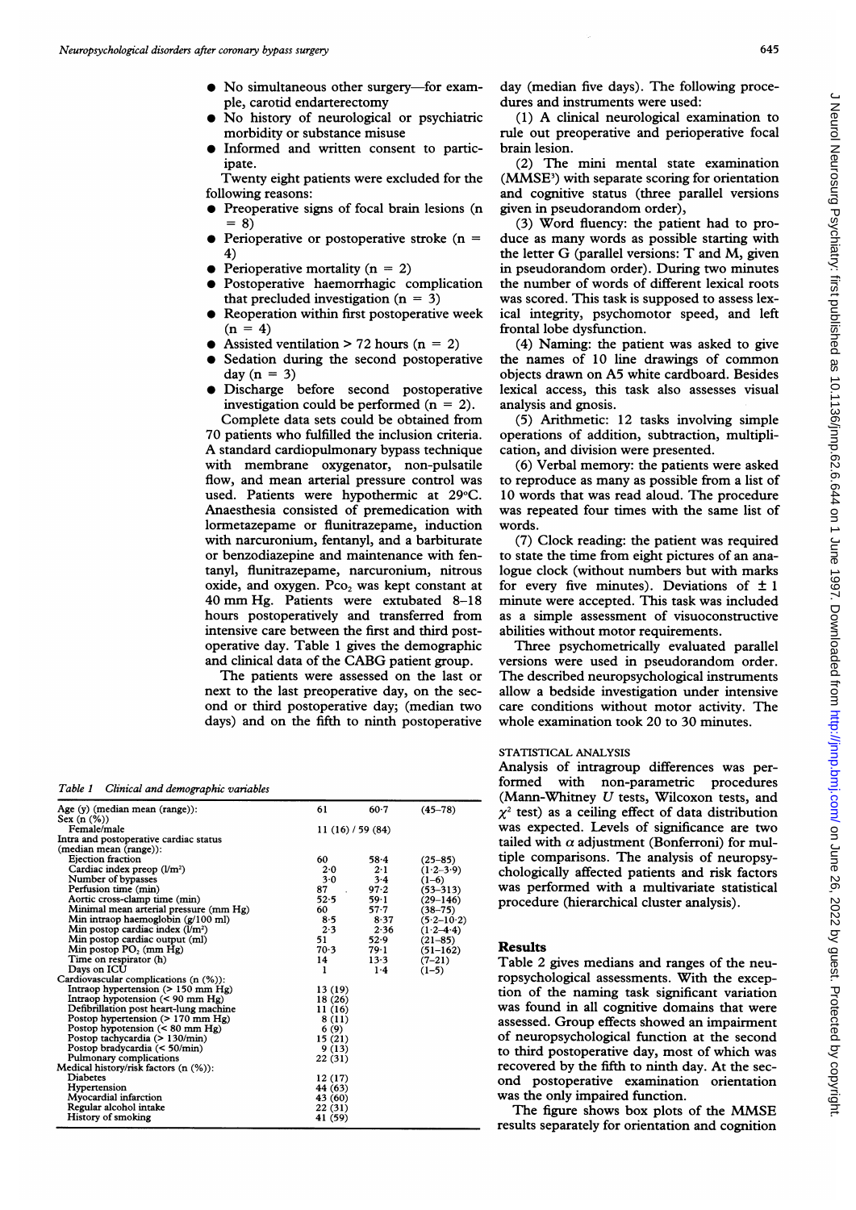- No simultaneous other surgery—for example, carotid endarterectomy
- No history of neurological or psychiatric morbidity or substance misuse
- Informed and written consent to participate.

Twenty eight patients were excluded for the following reasons:

- Preoperative signs of focal brain lesions (n = 8)
- Perioperative or postoperative stroke (n = 4)
- Perioperative mortality (n = 2)
- Postoperative haemorrhagic complication that precluded investigation (n = 3)
- Reoperation within first postoperative week (n = 4)
- Assisted ventilation > 72 hours (n = 2)
- Sedation during the second postoperative day (n = 3)
- Discharge before second postoperative investigation could be performed (n = 2).

Complete data sets could be obtained from 70 patients who fulfilled the inclusion criteria. A standard cardiopulmonary bypass technique with membrane oxygenator, non-pulsatile flow, and mean arterial pressure control was used. Patients were hypothermic at 29°C. Anaesthesia consisted of premedication with lormetazepame or flunitrazepame, induction with narcuronium, fentanyl, and a barbiturate or benzodiazepine and maintenance with fentanyl, flunitrazepame, narcuronium, nitrous oxide, and oxygen. $Pco_2$ was kept constant at 40 mm Hg. Patients were extubated 8–18 hours postoperatively and transferred from intensive care between the first and third postoperative day. Table 1 gives the demographic and clinical data of the CABG patient group.

The patients were assessed on the last or next to the last preoperative day, on the second or third postoperative day; (median two days) and on the fifth to ninth postoperative day (median five days). The following procedures and instruments were used:

(1) A clinical neurological examination to rule out preoperative and perioperative focal brain lesion.

(2) The mini mental state examination (MMSE[3]) with separate scoring for orientation and cognitive status (three parallel versions given in pseudorandom order),

(3) Word fluency: the patient had to produce as many words as possible starting with the letter G (parallel versions: T and M, given in pseudorandom order). During two minutes the number of words of different lexical roots was scored. This task is supposed to assess lexical integrity, psychomotor speed, and left frontal lobe dysfunction.

(4) Naming: the patient was asked to give the names of 10 line drawings of common objects drawn on A5 white cardboard. Besides lexical access, this task also assesses visual analysis and gnosis.

(5) Arithmetic: 12 tasks involving simple operations of addition, subtraction, multiplication, and division were presented.

(6) Verbal memory: the patients were asked to reproduce as many as possible from a list of 10 words that was read aloud. The procedure was repeated four times with the same list of words.

(7) Clock reading: the patient was required to state the time from eight pictures of an analogue clock (without numbers but with marks for every five minutes). Deviations of ± 1 minute were accepted. This task was included as a simple assessment of visuoconstructive abilities without motor requirements.

Three psychometrically evaluated parallel versions were used in pseudorandom order. The described neuropsychological instruments allow a bedside investigation under intensive care conditions without motor activity. The whole examination took 20 to 30 minutes.

*Table 1 Clinical and demographic variables*

| | | | |
|---|---|---|---|
| Age (y) (median mean (range)): | 61 | 60·7 | (45–78) |
| Sex (n (%)) | | | |
| Female/male | 11 (16) / 59 (84) | | |
| Intra and postoperative cardiac status (median mean (range)): | | | |
| Ejection fraction | 60 | 58·4 | (25–85) |
| Cardiac index preop (l/m²) | 2·0 | 2·1 | (1·2–3·9) |
| Number of bypasses | 3·0 | 3·4 | (1–6) |
| Perfusion time (min) | 87 | 97·2 | (53–313) |
| Aortic cross-clamp time (min) | 52·5 | 59·1 | (29–146) |
| Minimal mean arterial pressure (mm Hg) | 60 | 57·7 | (38–75) |
| Min intraop haemoglobin (g/100 ml) | 8·5 | 8·37 | (5·2–10·2) |
| Min postop cardiac index (l/m²) | 2·3 | 2·36 | (1·2–4·4) |
| Min postop cardiac output (ml) | 51 | 52·9 | (21–85) |
| Min postop $PO_2$ (mm Hg) | 70·3 | 79·1 | (51–162) |
| Time on respirator (h) | 14 | 13·3 | (7–21) |
| Days on ICU | 1 | 1·4 | (1–5) |
| Cardiovascular complications (n (%)): | | | |
| Intraop hypertension (> 150 mm Hg) | 13 (19) | | |
| Intraop hypotension (< 90 mm Hg) | 18 (26) | | |
| Defibrillation post heart-lung machine | 11 (16) | | |
| Postop hypertension (> 170 mm Hg) | 8 (11) | | |
| Postop hypotension (< 80 mm Hg) | 6 (9) | | |
| Postop tachycardia (> 130/min) | 15 (21) | | |
| Postop bradycardia (< 50/min) | 9 (13) | | |
| Pulmonary complications | 22 (31) | | |
| Medical history/risk factors (n (%)): | | | |
| Diabetes | 12 (17) | | |
| Hypertension | 44 (63) | | |
| Myocardial infarction | 43 (60) | | |
| Regular alcohol intake | 22 (31) | | |
| History of smoking | 41 (59) | | |

### STATISTICAL ANALYSIS

Analysis of intragroup differences was performed with non-parametric procedures (Mann-Whitney *U* tests, Wilcoxon tests, and $\chi^2$ test) as a ceiling effect of data distribution was expected. Levels of significance are two tailed with $\alpha$ adjustment (Bonferroni) for multiple comparisons. The analysis of neuropsychologically affected patients and risk factors was performed with a multivariate statistical procedure (hierarchical cluster analysis).

## Results

Table 2 gives medians and ranges of the neuropsychological assessments. With the exception of the naming task significant variation was found in all cognitive domains that were assessed. Group effects showed an impairment of neuropsychological function at the second to third postoperative day, most of which was recovered by the fifth to ninth day. At the second postoperative examination orientation was the only impaired function.

The figure shows box plots of the MMSE results separately for orientation and cognition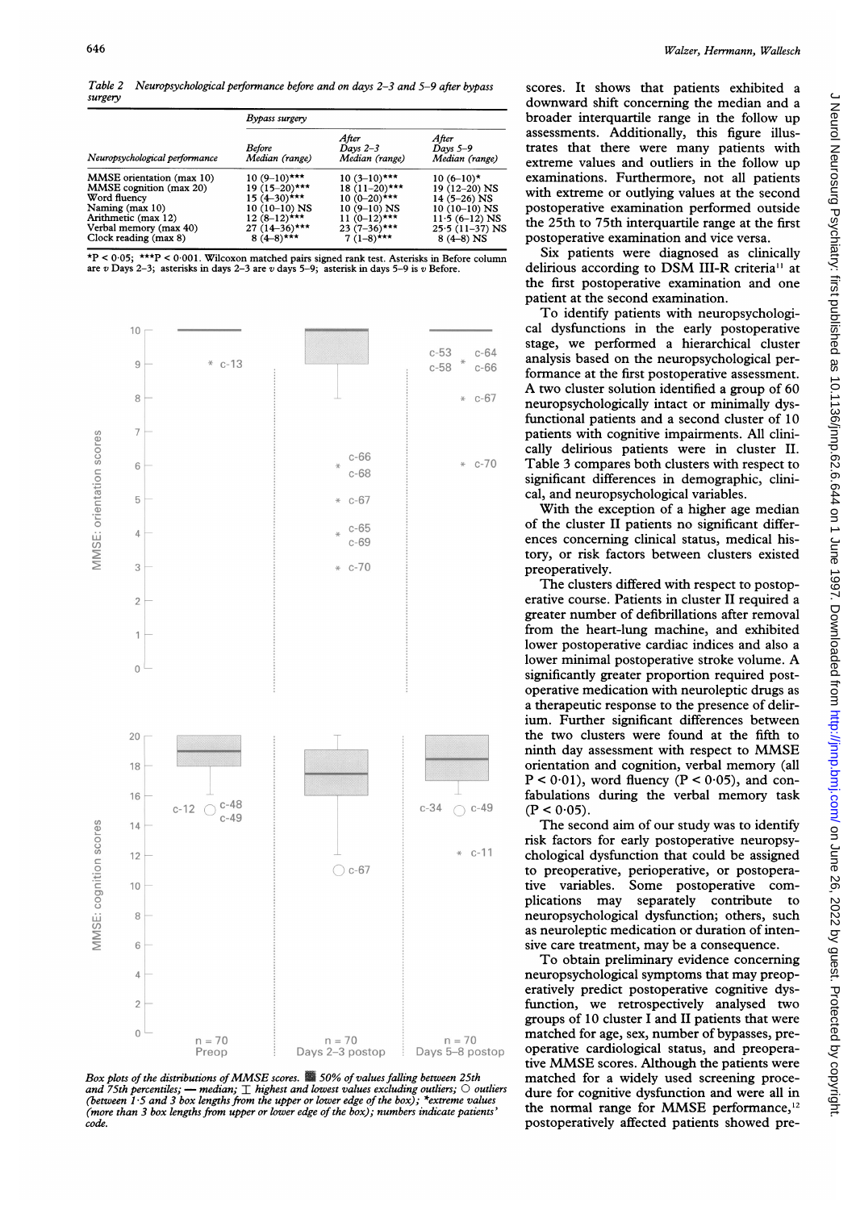*Table 2 Neuropsychological performance before and on days 2–3 and 5–9 after bypass surgery*

| Neuropsychological performance | Bypass surgery | | |
|---|---|---|---|
| | Before Median (range) | After Days 2–3 Median (range) | After Days 5–9 Median (range) |
| MMSE orientation (max 10) | 10 (9–10)*** | 10 (3–10)*** | 10 (6–10)* |
| MMSE cognition (max 20) | 19 (15–20)*** | 18 (11–20)*** | 19 (12–20) NS |
| Word fluency | 15 (4–30)*** | 10 (0–20)*** | 14 (5–26) NS |
| Naming (max 10) | 10 (10–10) NS | 10 (9–10) NS | 10 (10–10) NS |
| Arithmetic (max 12) | 12 (8–12)*** | 11 (0–12)*** | 11·5 (6–12) NS |
| Verbal memory (max 40) | 27 (14–36)*** | 23 (7–36)*** | 25·5 (11–37) NS |
| Clock reading (max 8) | 8 (4–8)*** | 7 (1–8)*** | 8 (4–8) NS |

*P < 0·05; ***P < 0·001. Wilcoxon matched pairs signed rank test. Asterisks in Before column are v Days 2–3; asterisks in days 2–3 are v days 5–9; asterisk in days 5–9 is v Before.

*Box plots of the distributions of MMSE scores. ■ 50% of values falling between 25th and 75th percentiles; — median; ⌶ highest and lowest values excluding outliers; ○ outliers (between 1·5 and 3 box lengths from the upper or lower edge of the box); *extreme values (more than 3 box lengths from upper or lower edge of the box); numbers indicate patients' code.*

scores. It shows that patients exhibited a downward shift concerning the median and a broader interquartile range in the follow up assessments. Additionally, this figure illustrates that there were many patients with extreme values and outliers in the follow up examinations. Furthermore, not all patients with extreme or outlying values at the second postoperative examination performed outside the 25th to 75th interquartile range at the first postoperative examination and vice versa.

Six patients were diagnosed as clinically delirious according to DSM III-R criteria[11] at the first postoperative examination and one patient at the second examination.

To identify patients with neuropsychological dysfunctions in the early postoperative stage, we performed a hierarchical cluster analysis based on the neuropsychological performance at the first postoperative assessment. A two cluster solution identified a group of 60 neuropsychologically intact or minimally dysfunctional patients and a second cluster of 10 patients with cognitive impairments. All clinically delirious patients were in cluster II. Table 3 compares both clusters with respect to significant differences in demographic, clinical, and neuropsychological variables.

With the exception of a higher age median of the cluster II patients no significant differences concerning clinical status, medical history, or risk factors between clusters existed preoperatively.

The clusters differed with respect to postoperative course. Patients in cluster II required a greater number of defibrillations after removal from the heart-lung machine, and exhibited lower postoperative cardiac indices and also a lower minimal postoperative stroke volume. A significantly greater proportion required postoperative medication with neuroleptic drugs as a therapeutic response to the presence of delirium. Further significant differences between the two clusters were found at the fifth to ninth day assessment with respect to MMSE orientation and cognition, verbal memory (all P < 0·01), word fluency (P < 0·05), and confabulations during the verbal memory task (P < 0·05).

The second aim of our study was to identify risk factors for early postoperative neuropsychological dysfunction that could be assigned to preoperative, perioperative, or postoperative variables. Some postoperative complications may separately contribute to neuropsychological dysfunction; others, such as neuroleptic medication or duration of intensive care treatment, may be a consequence.

To obtain preliminary evidence concerning neuropsychological symptoms that may preoperatively predict postoperative cognitive dysfunction, we retrospectively analysed two groups of 10 cluster I and II patients that were matched for age, sex, number of bypasses, preoperative cardiological status, and preoperative MMSE scores. Although the patients were matched for a widely used screening procedure for cognitive dysfunction and were all in the normal range for MMSE performance,[12] postoperatively affected patients showed pre-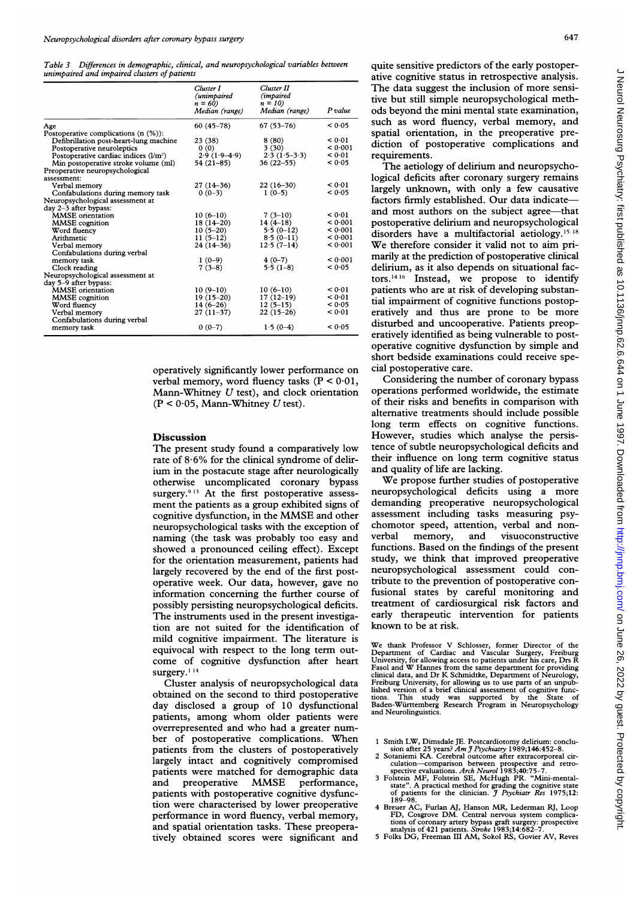*Table 3 Differences in demographic, clinical, and neuropsychological variables between unimpaired and impaired clusters of patients*

| | Cluster I (unimpaired n = 60) Median (range) | Cluster II (impaired n = 10) Median (range) | P value |
|---|---|---|---|
| Age | 60 (45–78) | 67 (53–76) | < 0·05 |
| Postoperative complications (n (%)): | | | |
| Defibrillation post-heart-lung machine | 23 (38) | 8 (80) | < 0·01 |
| Postoperative neuroleptics | 0 (0) | 3 (30) | < 0·001 |
| Postoperative cardiac indices (l/m²) | 2·9 (1·9–4·9) | 2·3 (1·5–3·3) | < 0·01 |
| Min postoperative stroke volume (ml) | 54 (21–85) | 36 (22–55) | < 0·05 |
| Preoperative neuropsychological assessment: | | | |
| Verbal memory | 27 (14–36) | 22 (16–30) | < 0·01 |
| Confabulations during memory task | 0 (0–3) | 1 (0–5) | < 0·05 |
| Neuropsychological assessment at day 2–3 after bypass: | | | |
| MMSE orientation | 10 (6–10) | 7 (3–10) | < 0·01 |
| MMSE cognition | 18 (14–20) | 14 (4–18) | < 0·001 |
| Word fluency | 10 (5–20) | 5·5 (0–12) | < 0·001 |
| Arithmetic | 11 (5–12) | 8·5 (0–11) | < 0·001 |
| Verbal memory | 24 (14–36) | 12·5 (7–14) | < 0·001 |
| Confabulations during verbal memory task | 1 (0–9) | 4 (0–7) | < 0·001 |
| Clock reading | 7 (3–8) | 5·5 (1–8) | < 0·05 |
| Neuropsychological assessment at day 5–9 after bypass: | | | |
| MMSE orientation | 10 (9–10) | 10 (6–10) | < 0·01 |
| MMSE cognition | 19 (15–20) | 17 (12–19) | < 0·01 |
| Word fluency | 14 (6–26) | 12 (5–15) | < 0·05 |
| Verbal memory | 27 (11–37) | 22 (15–26) | < 0·01 |
| Confabulations during verbal memory task | 0 (0–7) | 1·5 (0–4) | < 0·05 |

operatively significantly lower performance on verbal memory, word fluency tasks ($P < 0·01$, Mann-Whitney $U$ test), and clock orientation ($P < 0·05$, Mann-Whitney $U$ test).

## Discussion

The present study found a comparatively low rate of 8·6% for the clinical syndrome of delirium in the postacute stage after neurologically otherwise uncomplicated coronary bypass surgery.[9,13] At the first postoperative assessment the patients as a group exhibited signs of cognitive dysfunction, in the MMSE and other neuropsychological tasks with the exception of naming (the task was probably too easy and showed a pronounced ceiling effect). Except for the orientation measurement, patients had largely recovered by the end of the first postoperative week. Our data, however, gave no information concerning the further course of possibly persisting neuropsychological deficits. The instruments used in the present investigation are not suited for the identification of mild cognitive impairment. The literature is equivocal with respect to the long term outcome of cognitive dysfunction after heart surgery.[1,14]

Cluster analysis of neuropsychological data obtained on the second to third postoperative day disclosed a group of 10 dysfunctional patients, among whom older patients were overrepresented and who had a greater number of postoperative complications. When patients from the clusters of postoperatively largely intact and cognitively compromised patients were matched for demographic data and preoperative MMSE performance, patients with postoperative cognitive dysfunction were characterised by lower preoperative performance in word fluency, verbal memory, and spatial orientation tasks. These preoperatively obtained scores were significant and quite sensitive predictors of the early postoperative cognitive status in retrospective analysis. The data suggest the inclusion of more sensitive but still simple neuropsychological methods beyond the mini mental state examination, such as word fluency, verbal memory, and spatial orientation, in the preoperative prediction of postoperative complications and requirements.

The aetiology of delirium and neuropsychological deficits after coronary surgery remains largely unknown, with only a few causative factors firmly established. Our data indicate—and most authors on the subject agree—that postoperative delirium and neuropsychological disorders have a multifactorial aetiology.[15-18] We therefore consider it valid not to aim primarily at the prediction of postoperative clinical delirium, as it also depends on situational factors.[14,16] Instead, we propose to identify patients who are at risk of developing substantial impairment of cognitive functions postoperatively and thus are prone to be more disturbed and uncooperative. Patients preoperatively identified as being vulnerable to postoperative cognitive dysfunction by simple and short bedside examinations could receive special postoperative care.

Considering the number of coronary bypass operations performed worldwide, the estimate of their risks and benefits in comparison with alternative treatments should include possible long term effects on cognitive functions. However, studies which analyse the persistence of subtle neuropsychological deficits and their influence on long term cognitive status and quality of life are lacking.

We propose further studies of postoperative neuropsychological deficits using a more demanding preoperative neuropsychological assessment including tasks measuring psychomotor speed, attention, verbal and nonverbal memory, and visuoconstructive functions. Based on the findings of the present study, we think that improved preoperative neuropsychological assessment could contribute to the prevention of postoperative confusional states by careful monitoring and treatment of cardiosurgical risk factors and early therapeutic intervention for patients known to be at risk.

We thank Professor V Schlosser, former Director of the Department of Cardiac and Vascular Surgery, Freiburg University, for allowing access to patients under his care, Drs R Fasol and W Hannes from the same department for providing clinical data, and Dr K Schmidtke, Department of Neurology, Freiburg University, for allowing us to use parts of an unpublished version of a brief clinical assessment of cognitive functions. This study was supported by the State of Baden-Württemberg Research Program in Neuropsychology and Neurolinguistics.

1 Smith LW, Dimsdale JE. Postcardiotomy delirium: conclusion after 25 years? *Am J Psychiatry* 1989;**146**:452–8.
2 Sotaniemi KA. Cerebral outcome after extracorporeal circulation—comparison between prospective and retrospective evaluations. *Arch Neurol* 1983;**40**:75–7.
3 Folstein MF, Folstein SE, McHugh PR. "Mini-mental-state". A practical method for grading the cognitive state of patients for the clinician. *J Psychiatr Res* 1975;**12**: 189–98.
4 Breuer AC, Furlan AJ, Hanson MR, Lederman RJ, Loop FD, Cosgrove DM. Central nervous system complications of coronary artery bypass graft surgery: prospective analysis of 421 patients. *Stroke* 1983;**14**:682–7.
5 Folks DG, Freeman III AM, Sokol RS, Govier AV, Reves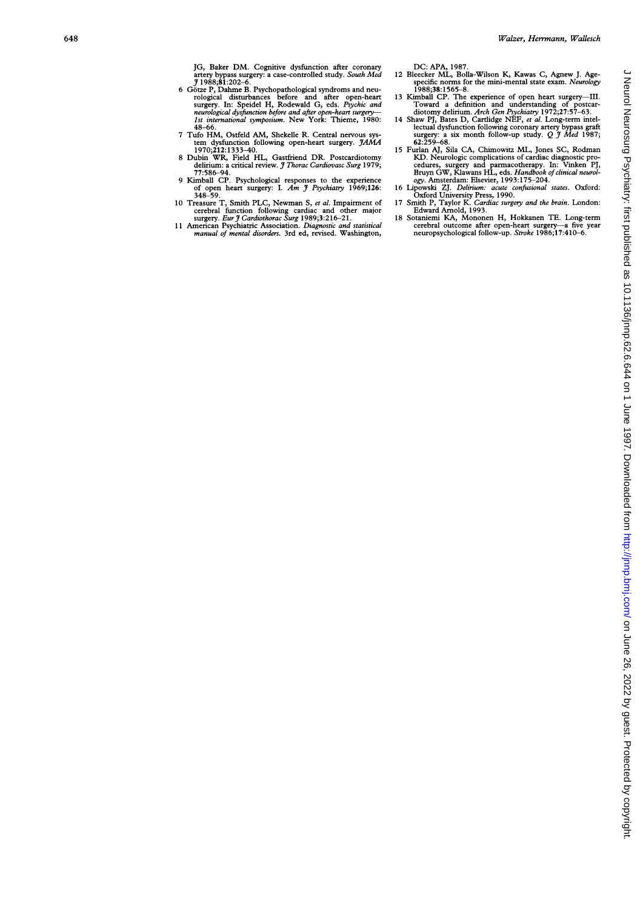JG, Baker DM. Cognitive dysfunction after coronary artery bypass surgery: a case-controlled study. *South Med J* 1988;**81**:202–6.

6 Götze P, Dahme B. Psychopathological syndroms and neurological disturbances before and after open-heart surgery. In: Speidel H, Rodewald G, eds. *Psychic and neurological dysfunction before and after open-heart surgery—1st international symposium*. New York: Thieme, 1980: 48–66.

7 Tufo HM, Ostfeld AM, Shekelle R. Central nervous system dysfunction following open-heart surgery. *JAMA* 1970;**212**:1333–40.

8 Dubin WR, Field HL, Gastfriend DR. Postcardiotomy delirium: a critical review. *J Thorac Cardiovasc Surg* 1979; **77**:586–94.

9 Kimball CP. Psychological responses to the experience of open heart surgery: I. *Am J Psychiatry* 1969;**126**: 348–59.

10 Treasure T, Smith PLC, Newman S, *et al*. Impairment of cerebral function following cardiac and other major surgery. *Eur J Cardiothorac Surg* 1989;**3**:216–21.

11 American Psychiatric Association. *Diagnostic and statistical manual of mental disorders*. 3rd ed, revised. Washington, DC: APA, 1987.

12 Bleecker ML, Bolla-Wilson K, Kawas C, Agnew J. Age-specific norms for the mini-mental state exam. *Neurology* 1988;**38**:1565–8.

13 Kimball CP. The experience of open heart surgery—III. Toward a definition and understanding of postcardiotomy delirium. *Arch Gen Psychiatry* 1972;**27**:57–63.

14 Shaw PJ, Bates D, Cartlidge NEF, *et al*. Long-term intellectual dysfunction following coronary artery bypass graft surgery: a six month follow-up study. *Q J Med* 1987; **62**:259–68.

15 Furlan AJ, Sila CA, Chimowitz ML, Jones SC, Rodman KD. Neurologic complications of cardiac diagnostic procedures, surgery and parmacotherapy. In: Vinken PJ, Bruyn GW, Klawans HL, eds. *Handbook of clinical neurology*. Amsterdam: Elsevier, 1993:175–204.

16 Lipowski ZJ. *Delirium: acute confusional states*. Oxford: Oxford University Press, 1990.

17 Smith P, Taylor K. *Cardiac surgery and the brain*. London: Edward Arnold, 1993.

18 Sotaniemi KA, Mononen H, Hokkanen TE. Long-term cerebral outcome after open-heart surgery—a five year neuropsychological follow-up. *Stroke* 1986;**17**:410–6.